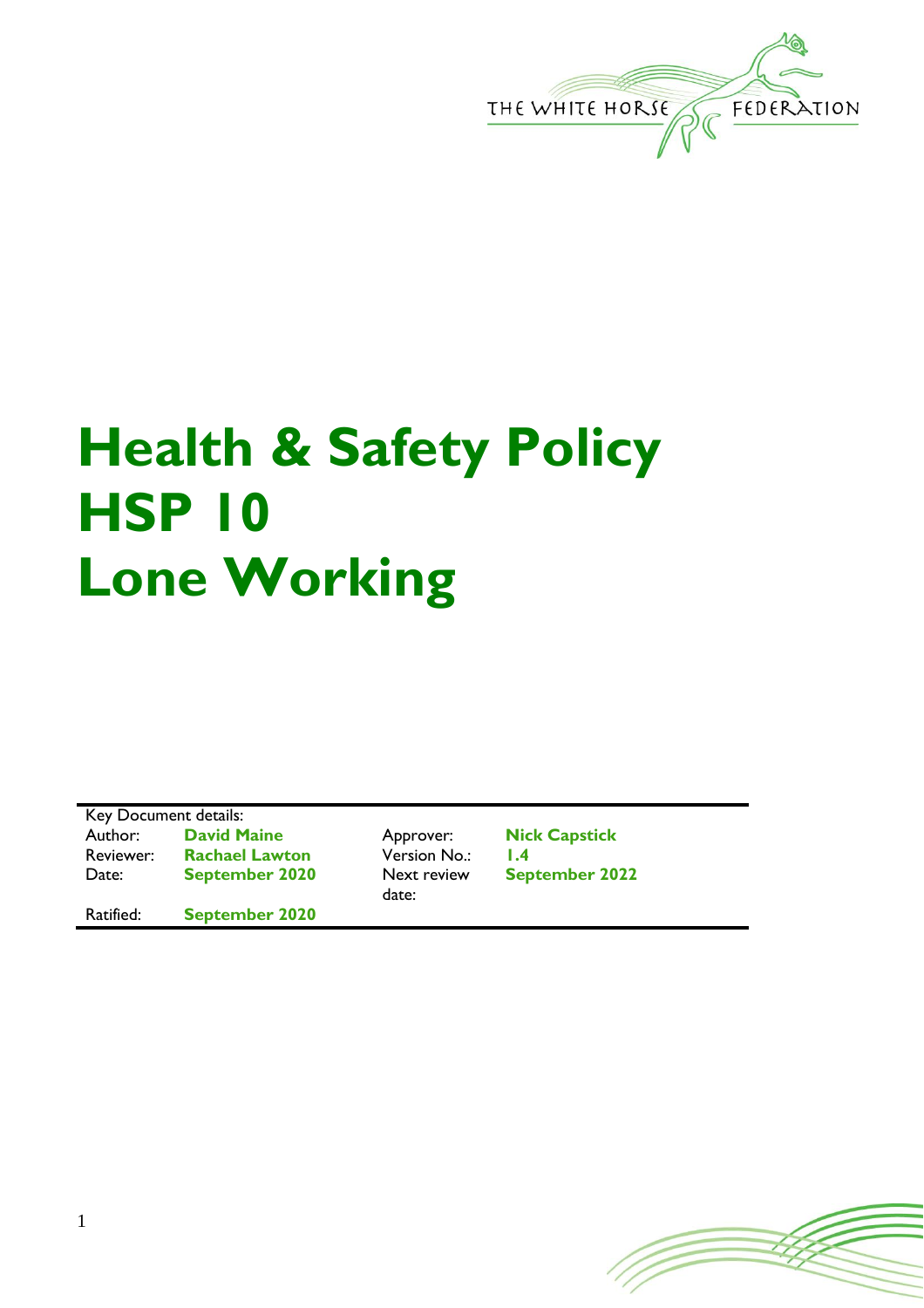THE WHITE HORSE FEDERATION

# Health & Safety Policy
# HSP 10
# Lone Working

Key Document details:

| Author: | **David Maine** | Approver: | **Nick Capstick** |
|---|---|---|---|
| Reviewer: | **Rachael Lawton** | Version No.: | **1.4** |
| Date: | **September 2020** | Next review date: | **September 2022** |
| Ratified: | **September 2020** | | |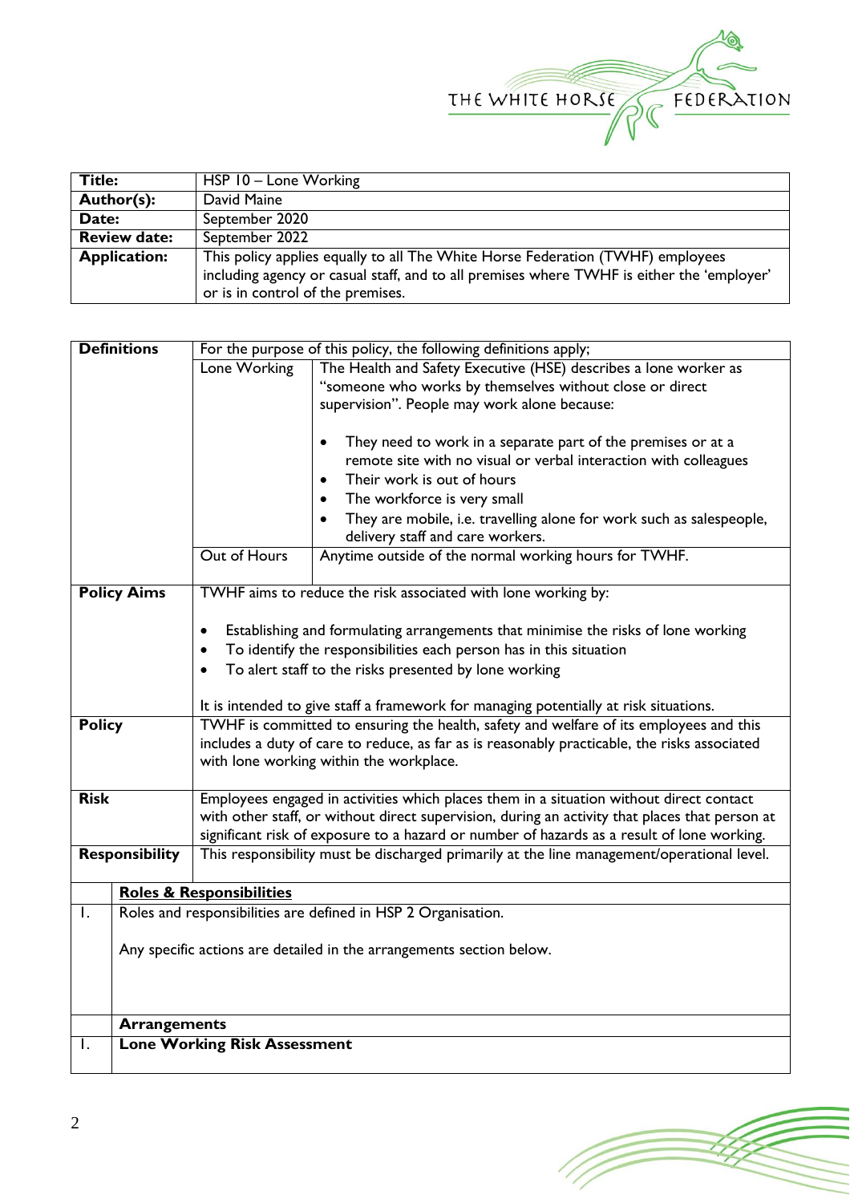| Title: | HSP 10 – Lone Working |
|---|---|
| **Author(s):** | David Maine |
| **Date:** | September 2020 |
| **Review date:** | September 2022 |
| **Application:** | This policy applies equally to all The White Horse Federation (TWHF) employees including agency or casual staff, and to all premises where TWHF is either the 'employer' or is in control of the premises. |

| **Definitions** | For the purpose of this policy, the following definitions apply; | |
|---|---|---|
| | Lone Working | The Health and Safety Executive (HSE) describes a lone worker as "someone who works by themselves without close or direct supervision". People may work alone because:<br><br>• They need to work in a separate part of the premises or at a remote site with no visual or verbal interaction with colleagues<br>• Their work is out of hours<br>• The workforce is very small<br>• They are mobile, i.e. travelling alone for work such as salespeople, delivery staff and care workers. |
| | Out of Hours | Anytime outside of the normal working hours for TWHF. |

| **Policy Aims** | TWHF aims to reduce the risk associated with lone working by:<br><br>• Establishing and formulating arrangements that minimise the risks of lone working<br>• To identify the responsibilities each person has in this situation<br>• To alert staff to the risks presented by lone working<br><br>It is intended to give staff a framework for managing potentially at risk situations. |
|---|---|
| **Policy** | TWHF is committed to ensuring the health, safety and welfare of its employees and this includes a duty of care to reduce, as far as is reasonably practicable, the risks associated with lone working within the workplace. |
| **Risk** | Employees engaged in activities which places them in a situation without direct contact with other staff, or without direct supervision, during an activity that places that person at significant risk of exposure to a hazard or number of hazards as a result of lone working. |
| **Responsibility** | This responsibility must be discharged primarily at the line management/operational level. |

| | **Roles & Responsibilities** |
|---|---|
| 1. | Roles and responsibilities are defined in HSP 2 Organisation.<br><br>Any specific actions are detailed in the arrangements section below. |
| | **Arrangements** |
| 1. | **Lone Working Risk Assessment** |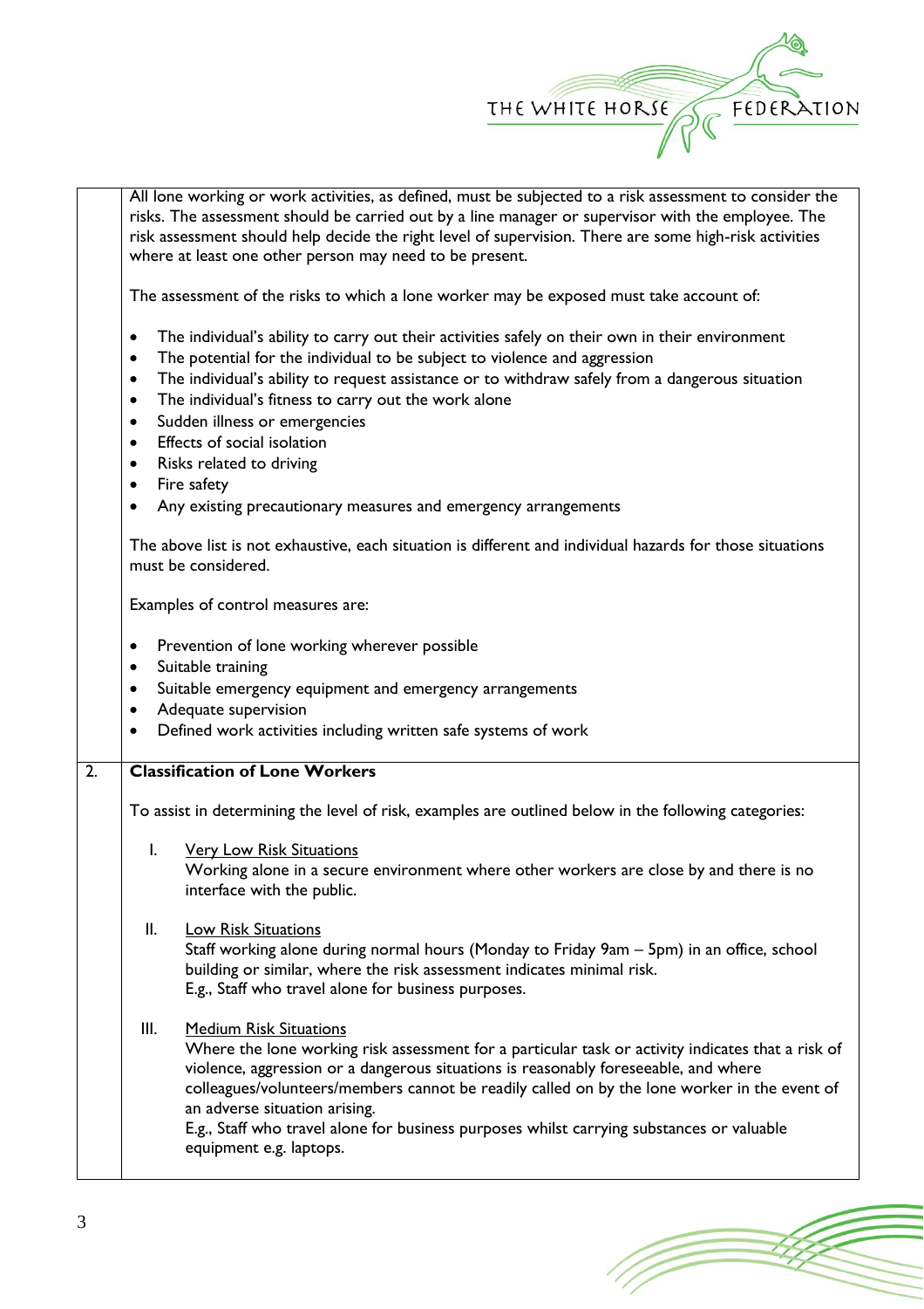All lone working or work activities, as defined, must be subjected to a risk assessment to consider the risks. The assessment should be carried out by a line manager or supervisor with the employee. The risk assessment should help decide the right level of supervision. There are some high-risk activities where at least one other person may need to be present.

The assessment of the risks to which a lone worker may be exposed must take account of:

- The individual's ability to carry out their activities safely on their own in their environment
- The potential for the individual to be subject to violence and aggression
- The individual's ability to request assistance or to withdraw safely from a dangerous situation
- The individual's fitness to carry out the work alone
- Sudden illness or emergencies
- Effects of social isolation
- Risks related to driving
- Fire safety
- Any existing precautionary measures and emergency arrangements

The above list is not exhaustive, each situation is different and individual hazards for those situations must be considered.

Examples of control measures are:

- Prevention of lone working wherever possible
- Suitable training
- Suitable emergency equipment and emergency arrangements
- Adequate supervision
- Defined work activities including written safe systems of work

## 2. Classification of Lone Workers

To assist in determining the level of risk, examples are outlined below in the following categories:

I. Very Low Risk Situations
Working alone in a secure environment where other workers are close by and there is no interface with the public.

II. Low Risk Situations
Staff working alone during normal hours (Monday to Friday 9am – 5pm) in an office, school building or similar, where the risk assessment indicates minimal risk.
E.g., Staff who travel alone for business purposes.

III. Medium Risk Situations
Where the lone working risk assessment for a particular task or activity indicates that a risk of violence, aggression or a dangerous situations is reasonably foreseeable, and where colleagues/volunteers/members cannot be readily called on by the lone worker in the event of an adverse situation arising.
E.g., Staff who travel alone for business purposes whilst carrying substances or valuable equipment e.g. laptops.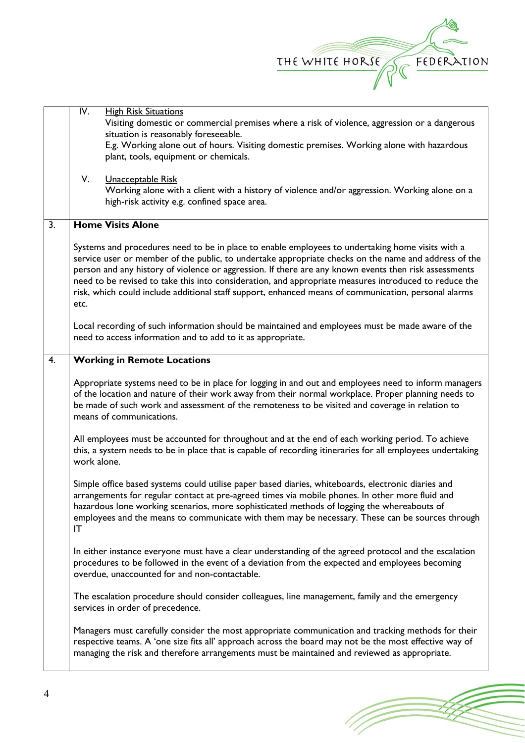| | |
|---|---|
| | IV. <u>High Risk Situations</u><br>Visiting domestic or commercial premises where a risk of violence, aggression or a dangerous situation is reasonably foreseeable.<br>E.g. Working alone out of hours. Visiting domestic premises. Working alone with hazardous plant, tools, equipment or chemicals.<br><br>V. <u>Unacceptable Risk</u><br>Working alone with a client with a history of violence and/or aggression. Working alone on a high-risk activity e.g. confined space area. |
| 3. | **Home Visits Alone**<br><br>Systems and procedures need to be in place to enable employees to undertaking home visits with a service user or member of the public, to undertake appropriate checks on the name and address of the person and any history of violence or aggression. If there are any known events then risk assessments need to be revised to take this into consideration, and appropriate measures introduced to reduce the risk, which could include additional staff support, enhanced means of communication, personal alarms etc.<br><br>Local recording of such information should be maintained and employees must be made aware of the need to access information and to add to it as appropriate. |
| 4. | **Working in Remote Locations**<br><br>Appropriate systems need to be in place for logging in and out and employees need to inform managers of the location and nature of their work away from their normal workplace. Proper planning needs to be made of such work and assessment of the remoteness to be visited and coverage in relation to means of communications.<br><br>All employees must be accounted for throughout and at the end of each working period. To achieve this, a system needs to be in place that is capable of recording itineraries for all employees undertaking work alone.<br><br>Simple office based systems could utilise paper based diaries, whiteboards, electronic diaries and arrangements for regular contact at pre-agreed times via mobile phones. In other more fluid and hazardous lone working scenarios, more sophisticated methods of logging the whereabouts of employees and the means to communicate with them may be necessary. These can be sources through IT<br><br>In either instance everyone must have a clear understanding of the agreed protocol and the escalation procedures to be followed in the event of a deviation from the expected and employees becoming overdue, unaccounted for and non-contactable.<br><br>The escalation procedure should consider colleagues, line management, family and the emergency services in order of precedence.<br><br>Managers must carefully consider the most appropriate communication and tracking methods for their respective teams. A 'one size fits all' approach across the board may not be the most effective way of managing the risk and therefore arrangements must be maintained and reviewed as appropriate. |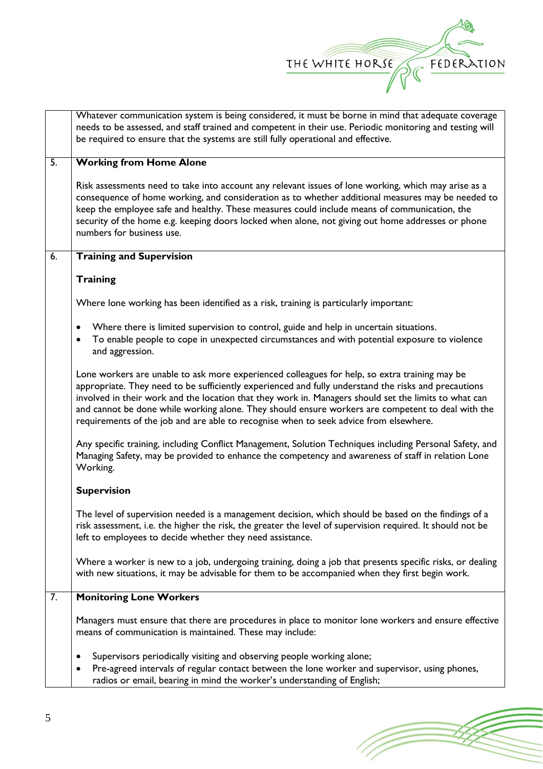Whatever communication system is being considered, it must be borne in mind that adequate coverage needs to be assessed, and staff trained and competent in their use. Periodic monitoring and testing will be required to ensure that the systems are still fully operational and effective.

## 5. Working from Home Alone

Risk assessments need to take into account any relevant issues of lone working, which may arise as a consequence of home working, and consideration as to whether additional measures may be needed to keep the employee safe and healthy. These measures could include means of communication, the security of the home e.g. keeping doors locked when alone, not giving out home addresses or phone numbers for business use.

## 6. Training and Supervision

### Training

Where lone working has been identified as a risk, training is particularly important:

- Where there is limited supervision to control, guide and help in uncertain situations.
- To enable people to cope in unexpected circumstances and with potential exposure to violence and aggression.

Lone workers are unable to ask more experienced colleagues for help, so extra training may be appropriate. They need to be sufficiently experienced and fully understand the risks and precautions involved in their work and the location that they work in. Managers should set the limits to what can and cannot be done while working alone. They should ensure workers are competent to deal with the requirements of the job and are able to recognise when to seek advice from elsewhere.

Any specific training, including Conflict Management, Solution Techniques including Personal Safety, and Managing Safety, may be provided to enhance the competency and awareness of staff in relation Lone Working.

### Supervision

The level of supervision needed is a management decision, which should be based on the findings of a risk assessment, i.e. the higher the risk, the greater the level of supervision required. It should not be left to employees to decide whether they need assistance.

Where a worker is new to a job, undergoing training, doing a job that presents specific risks, or dealing with new situations, it may be advisable for them to be accompanied when they first begin work.

## 7. Monitoring Lone Workers

Managers must ensure that there are procedures in place to monitor lone workers and ensure effective means of communication is maintained. These may include:

- Supervisors periodically visiting and observing people working alone;
- Pre-agreed intervals of regular contact between the lone worker and supervisor, using phones, radios or email, bearing in mind the worker's understanding of English;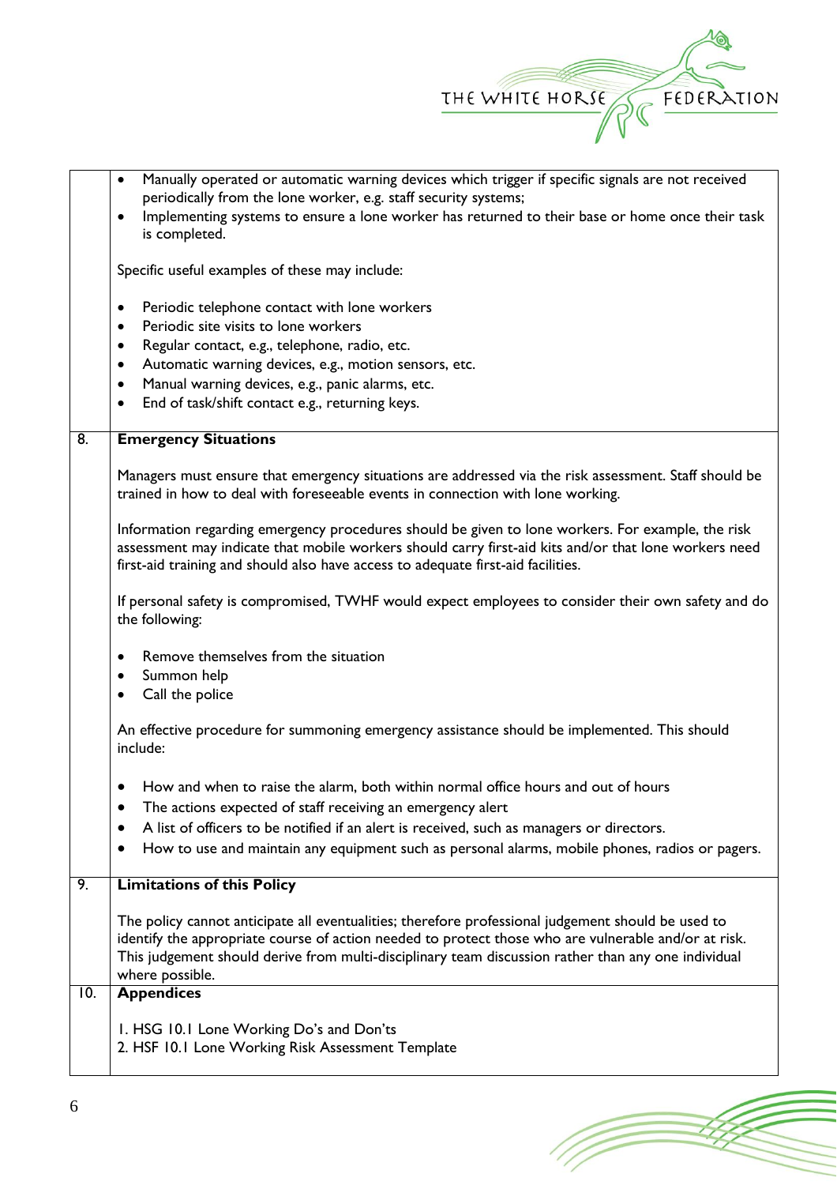|  |  |
|---|---|
|  | • Manually operated or automatic warning devices which trigger if specific signals are not received periodically from the lone worker, e.g. staff security systems;<br>• Implementing systems to ensure a lone worker has returned to their base or home once their task is completed.<br><br>Specific useful examples of these may include:<br><br>• Periodic telephone contact with lone workers<br>• Periodic site visits to lone workers<br>• Regular contact, e.g., telephone, radio, etc.<br>• Automatic warning devices, e.g., motion sensors, etc.<br>• Manual warning devices, e.g., panic alarms, etc.<br>• End of task/shift contact e.g., returning keys. |
| 8. | **Emergency Situations**<br><br>Managers must ensure that emergency situations are addressed via the risk assessment. Staff should be trained in how to deal with foreseeable events in connection with lone working.<br><br>Information regarding emergency procedures should be given to lone workers. For example, the risk assessment may indicate that mobile workers should carry first-aid kits and/or that lone workers need first-aid training and should also have access to adequate first-aid facilities.<br><br>If personal safety is compromised, TWHF would expect employees to consider their own safety and do the following:<br><br>• Remove themselves from the situation<br>• Summon help<br>• Call the police<br><br>An effective procedure for summoning emergency assistance should be implemented. This should include:<br><br>• How and when to raise the alarm, both within normal office hours and out of hours<br>• The actions expected of staff receiving an emergency alert<br>• A list of officers to be notified if an alert is received, such as managers or directors.<br>• How to use and maintain any equipment such as personal alarms, mobile phones, radios or pagers. |
| 9. | **Limitations of this Policy**<br><br>The policy cannot anticipate all eventualities; therefore professional judgement should be used to identify the appropriate course of action needed to protect those who are vulnerable and/or at risk. This judgement should derive from multi-disciplinary team discussion rather than any one individual where possible. |
| 10. | **Appendices**<br><br>1. HSG 10.1 Lone Working Do's and Don'ts<br>2. HSF 10.1 Lone Working Risk Assessment Template |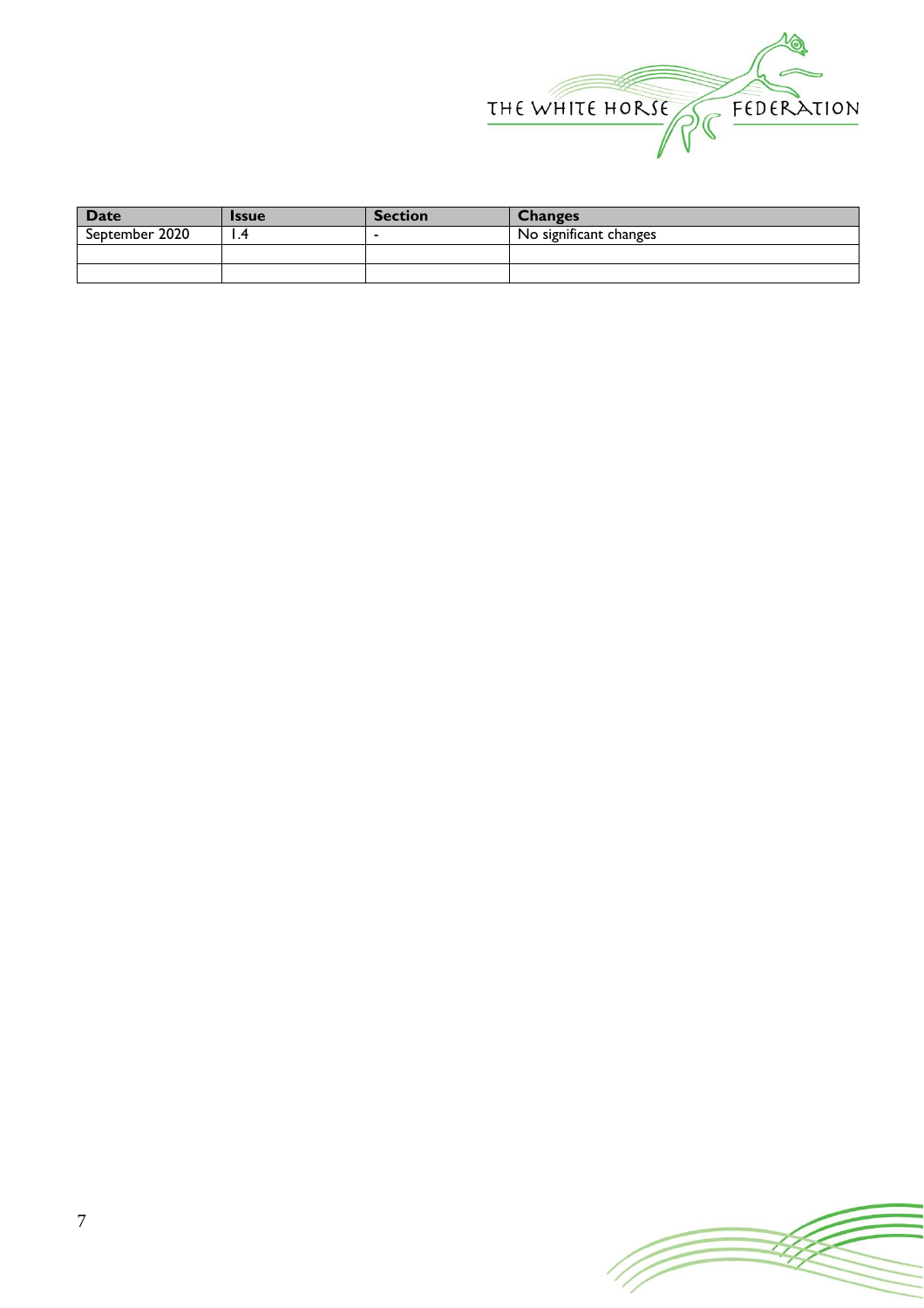| Date | Issue | Section | Changes |
|---|---|---|---|
| September 2020 | 1.4 | - | No significant changes |
| | | | |
| | | | |